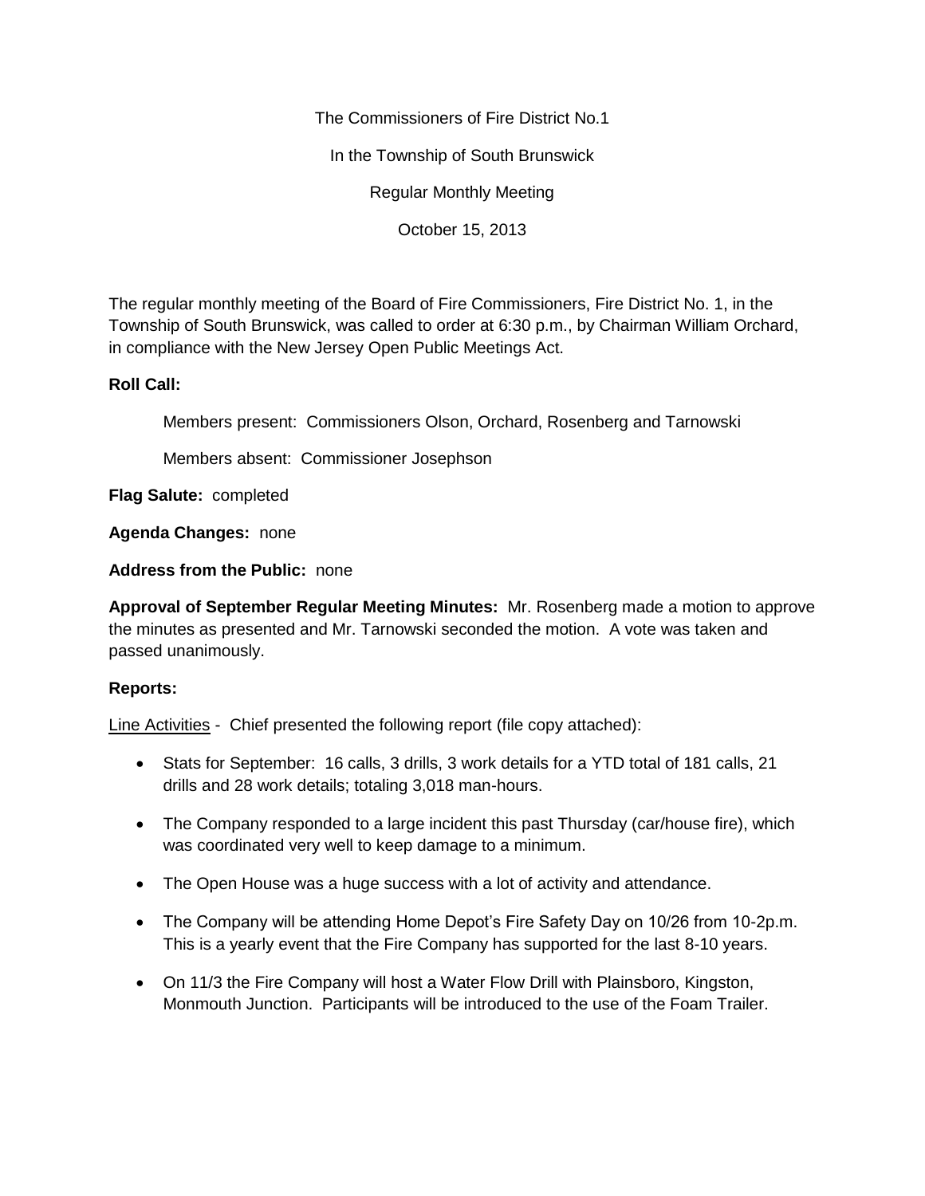The Commissioners of Fire District No.1

In the Township of South Brunswick

Regular Monthly Meeting

October 15, 2013

The regular monthly meeting of the Board of Fire Commissioners, Fire District No. 1, in the Township of South Brunswick, was called to order at 6:30 p.m., by Chairman William Orchard, in compliance with the New Jersey Open Public Meetings Act.

**Roll Call:**

Members present: Commissioners Olson, Orchard, Rosenberg and Tarnowski

Members absent: Commissioner Josephson

**Flag Salute:** completed

**Agenda Changes:** none

**Address from the Public:** none

**Approval of September Regular Meeting Minutes:** Mr. Rosenberg made a motion to approve the minutes as presented and Mr. Tarnowski seconded the motion. A vote was taken and passed unanimously.

**Reports:**

Line Activities - Chief presented the following report (file copy attached):

- Stats for September: 16 calls, 3 drills, 3 work details for a YTD total of 181 calls, 21 drills and 28 work details; totaling 3,018 man-hours.
- The Company responded to a large incident this past Thursday (car/house fire), which was coordinated very well to keep damage to a minimum.
- The Open House was a huge success with a lot of activity and attendance.
- The Company will be attending Home Depot's Fire Safety Day on 10/26 from 10-2p.m. This is a yearly event that the Fire Company has supported for the last 8-10 years.
- On 11/3 the Fire Company will host a Water Flow Drill with Plainsboro, Kingston, Monmouth Junction. Participants will be introduced to the use of the Foam Trailer.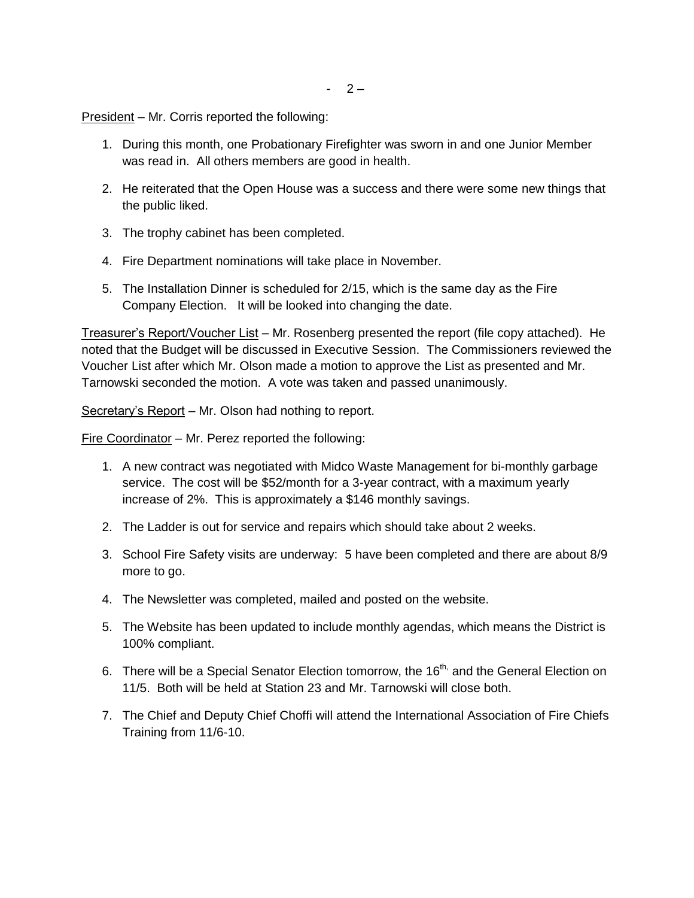<u>President</u> – Mr. Corris reported the following:

1. During this month, one Probationary Firefighter was sworn in and one Junior Member was read in. All others members are good in health.

2. He reiterated that the Open House was a success and there were some new things that the public liked.

3. The trophy cabinet has been completed.

4. Fire Department nominations will take place in November.

5. The Installation Dinner is scheduled for 2/15, which is the same day as the Fire Company Election. It will be looked into changing the date.

<u>Treasurer's Report/Voucher List</u> – Mr. Rosenberg presented the report (file copy attached). He noted that the Budget will be discussed in Executive Session. The Commissioners reviewed the Voucher List after which Mr. Olson made a motion to approve the List as presented and Mr. Tarnowski seconded the motion. A vote was taken and passed unanimously.

<u>Secretary's Report</u> – Mr. Olson had nothing to report.

<u>Fire Coordinator</u> – Mr. Perez reported the following:

1. A new contract was negotiated with Midco Waste Management for bi-monthly garbage service. The cost will be $52/month for a 3-year contract, with a maximum yearly increase of 2%. This is approximately a $146 monthly savings.

2. The Ladder is out for service and repairs which should take about 2 weeks.

3. School Fire Safety visits are underway: 5 have been completed and there are about 8/9 more to go.

4. The Newsletter was completed, mailed and posted on the website.

5. The Website has been updated to include monthly agendas, which means the District is 100% compliant.

6. There will be a Special Senator Election tomorrow, the 16th, and the General Election on 11/5. Both will be held at Station 23 and Mr. Tarnowski will close both.

7. The Chief and Deputy Chief Choffi will attend the International Association of Fire Chiefs Training from 11/6-10.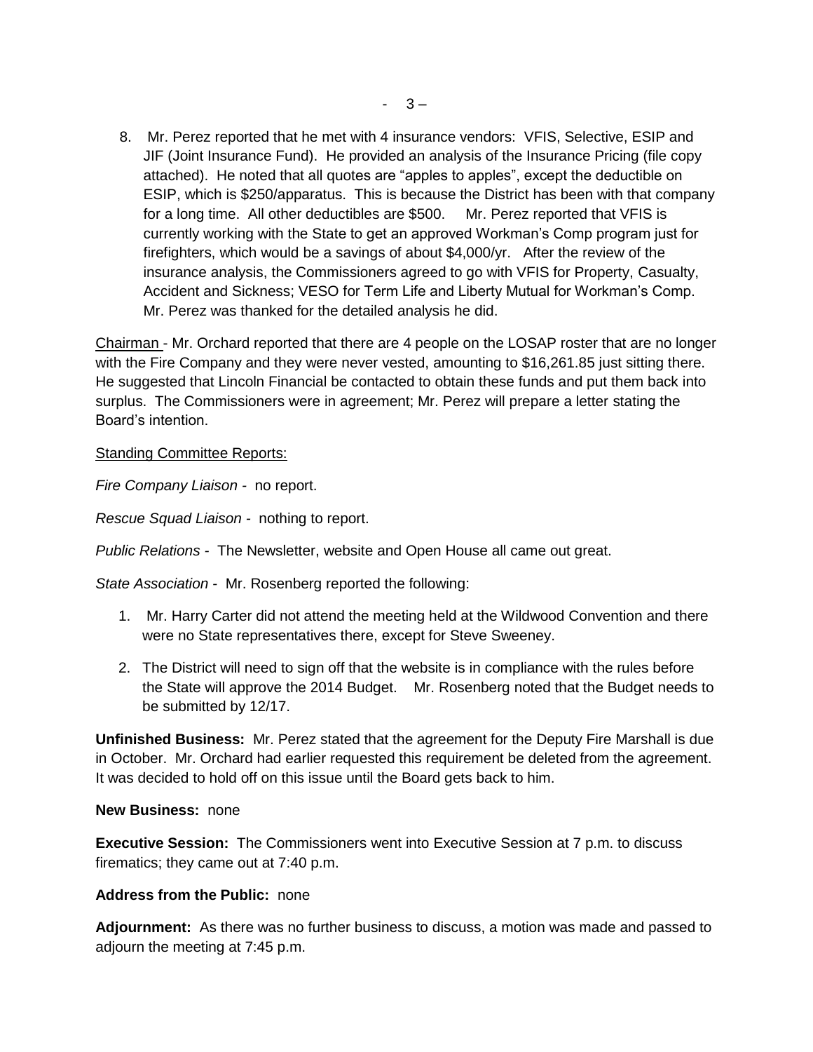8. Mr. Perez reported that he met with 4 insurance vendors: VFIS, Selective, ESIP and JIF (Joint Insurance Fund). He provided an analysis of the Insurance Pricing (file copy attached). He noted that all quotes are "apples to apples", except the deductible on ESIP, which is $250/apparatus. This is because the District has been with that company for a long time. All other deductibles are $500. Mr. Perez reported that VFIS is currently working with the State to get an approved Workman's Comp program just for firefighters, which would be a savings of about $4,000/yr. After the review of the insurance analysis, the Commissioners agreed to go with VFIS for Property, Casualty, Accident and Sickness; VESO for Term Life and Liberty Mutual for Workman's Comp. Mr. Perez was thanked for the detailed analysis he did.

Chairman - Mr. Orchard reported that there are 4 people on the LOSAP roster that are no longer with the Fire Company and they were never vested, amounting to $16,261.85 just sitting there. He suggested that Lincoln Financial be contacted to obtain these funds and put them back into surplus. The Commissioners were in agreement; Mr. Perez will prepare a letter stating the Board's intention.

Standing Committee Reports:

*Fire Company Liaison* - no report.

*Rescue Squad Liaison* - nothing to report.

*Public Relations* - The Newsletter, website and Open House all came out great.

*State Association* - Mr. Rosenberg reported the following:

1. Mr. Harry Carter did not attend the meeting held at the Wildwood Convention and there were no State representatives there, except for Steve Sweeney.
2. The District will need to sign off that the website is in compliance with the rules before the State will approve the 2014 Budget. Mr. Rosenberg noted that the Budget needs to be submitted by 12/17.

**Unfinished Business:** Mr. Perez stated that the agreement for the Deputy Fire Marshall is due in October. Mr. Orchard had earlier requested this requirement be deleted from the agreement. It was decided to hold off on this issue until the Board gets back to him.

**New Business:** none

**Executive Session:** The Commissioners went into Executive Session at 7 p.m. to discuss firematics; they came out at 7:40 p.m.

**Address from the Public:** none

**Adjournment:** As there was no further business to discuss, a motion was made and passed to adjourn the meeting at 7:45 p.m.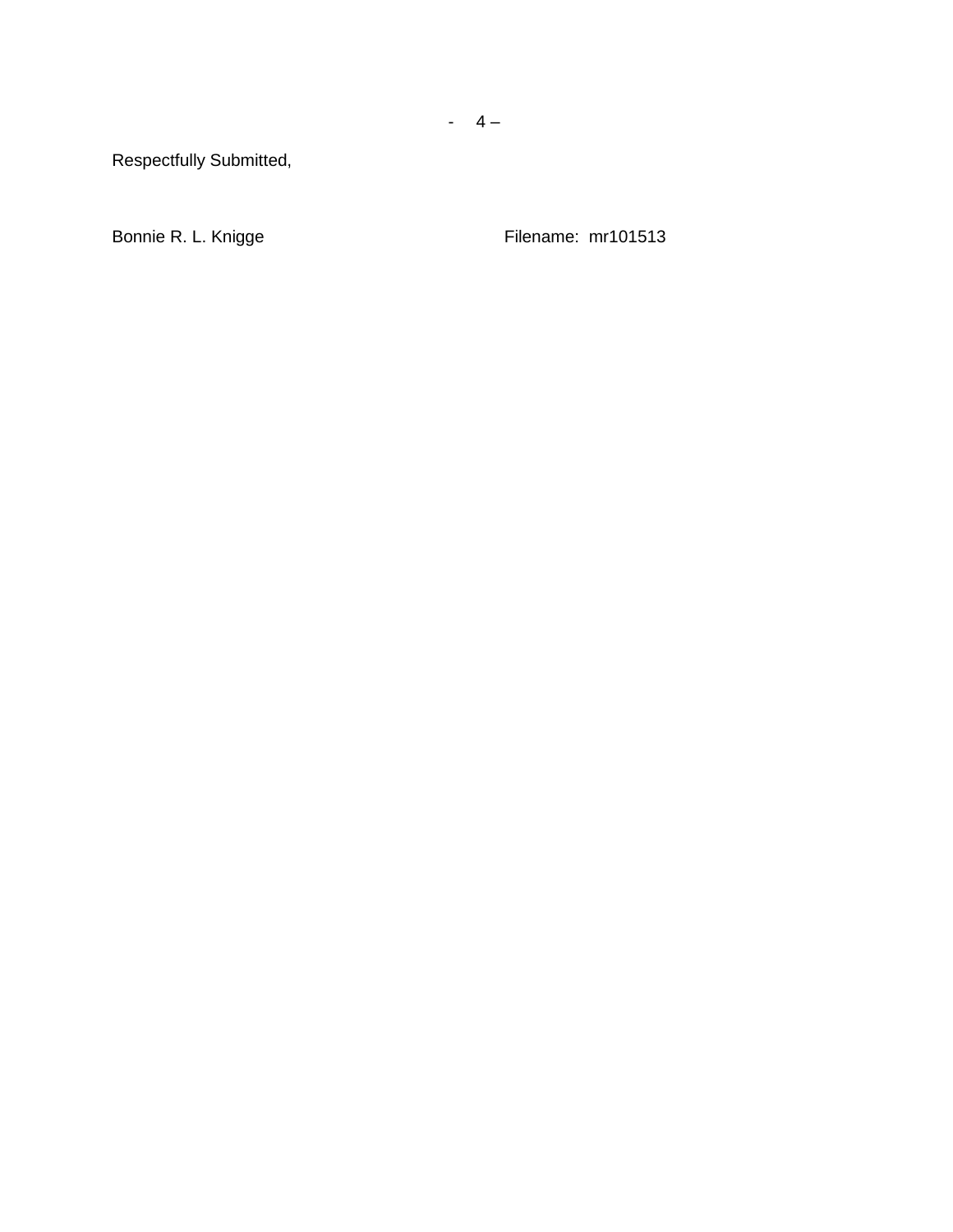Respectfully Submitted,

Bonnie R. L. Knigge                                        Filename:  mr101513